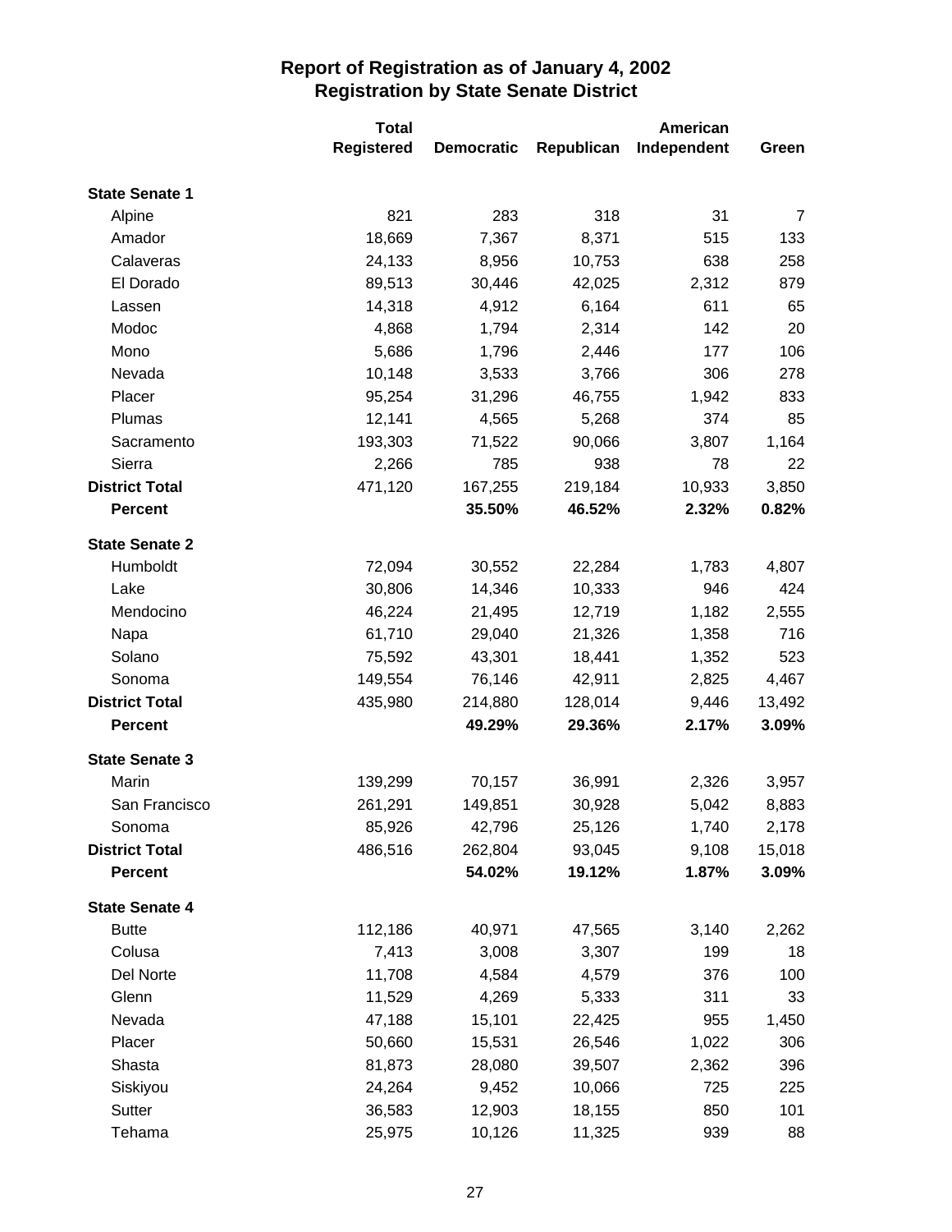# Report of Registration as of January 4, 2002
## Registration by State Senate District

| | Total Registered | Democratic | Republican | American Independent | Green |
|---|---|---|---|---|---|
| **State Senate 1** | | | | | |
| Alpine | 821 | 283 | 318 | 31 | 7 |
| Amador | 18,669 | 7,367 | 8,371 | 515 | 133 |
| Calaveras | 24,133 | 8,956 | 10,753 | 638 | 258 |
| El Dorado | 89,513 | 30,446 | 42,025 | 2,312 | 879 |
| Lassen | 14,318 | 4,912 | 6,164 | 611 | 65 |
| Modoc | 4,868 | 1,794 | 2,314 | 142 | 20 |
| Mono | 5,686 | 1,796 | 2,446 | 177 | 106 |
| Nevada | 10,148 | 3,533 | 3,766 | 306 | 278 |
| Placer | 95,254 | 31,296 | 46,755 | 1,942 | 833 |
| Plumas | 12,141 | 4,565 | 5,268 | 374 | 85 |
| Sacramento | 193,303 | 71,522 | 90,066 | 3,807 | 1,164 |
| Sierra | 2,266 | 785 | 938 | 78 | 22 |
| **District Total** | 471,120 | 167,255 | 219,184 | 10,933 | 3,850 |
| **Percent** | | **35.50%** | **46.52%** | **2.32%** | **0.82%** |
| **State Senate 2** | | | | | |
| Humboldt | 72,094 | 30,552 | 22,284 | 1,783 | 4,807 |
| Lake | 30,806 | 14,346 | 10,333 | 946 | 424 |
| Mendocino | 46,224 | 21,495 | 12,719 | 1,182 | 2,555 |
| Napa | 61,710 | 29,040 | 21,326 | 1,358 | 716 |
| Solano | 75,592 | 43,301 | 18,441 | 1,352 | 523 |
| Sonoma | 149,554 | 76,146 | 42,911 | 2,825 | 4,467 |
| **District Total** | 435,980 | 214,880 | 128,014 | 9,446 | 13,492 |
| **Percent** | | **49.29%** | **29.36%** | **2.17%** | **3.09%** |
| **State Senate 3** | | | | | |
| Marin | 139,299 | 70,157 | 36,991 | 2,326 | 3,957 |
| San Francisco | 261,291 | 149,851 | 30,928 | 5,042 | 8,883 |
| Sonoma | 85,926 | 42,796 | 25,126 | 1,740 | 2,178 |
| **District Total** | 486,516 | 262,804 | 93,045 | 9,108 | 15,018 |
| **Percent** | | **54.02%** | **19.12%** | **1.87%** | **3.09%** |
| **State Senate 4** | | | | | |
| Butte | 112,186 | 40,971 | 47,565 | 3,140 | 2,262 |
| Colusa | 7,413 | 3,008 | 3,307 | 199 | 18 |
| Del Norte | 11,708 | 4,584 | 4,579 | 376 | 100 |
| Glenn | 11,529 | 4,269 | 5,333 | 311 | 33 |
| Nevada | 47,188 | 15,101 | 22,425 | 955 | 1,450 |
| Placer | 50,660 | 15,531 | 26,546 | 1,022 | 306 |
| Shasta | 81,873 | 28,080 | 39,507 | 2,362 | 396 |
| Siskiyou | 24,264 | 9,452 | 10,066 | 725 | 225 |
| Sutter | 36,583 | 12,903 | 18,155 | 850 | 101 |
| Tehama | 25,975 | 10,126 | 11,325 | 939 | 88 |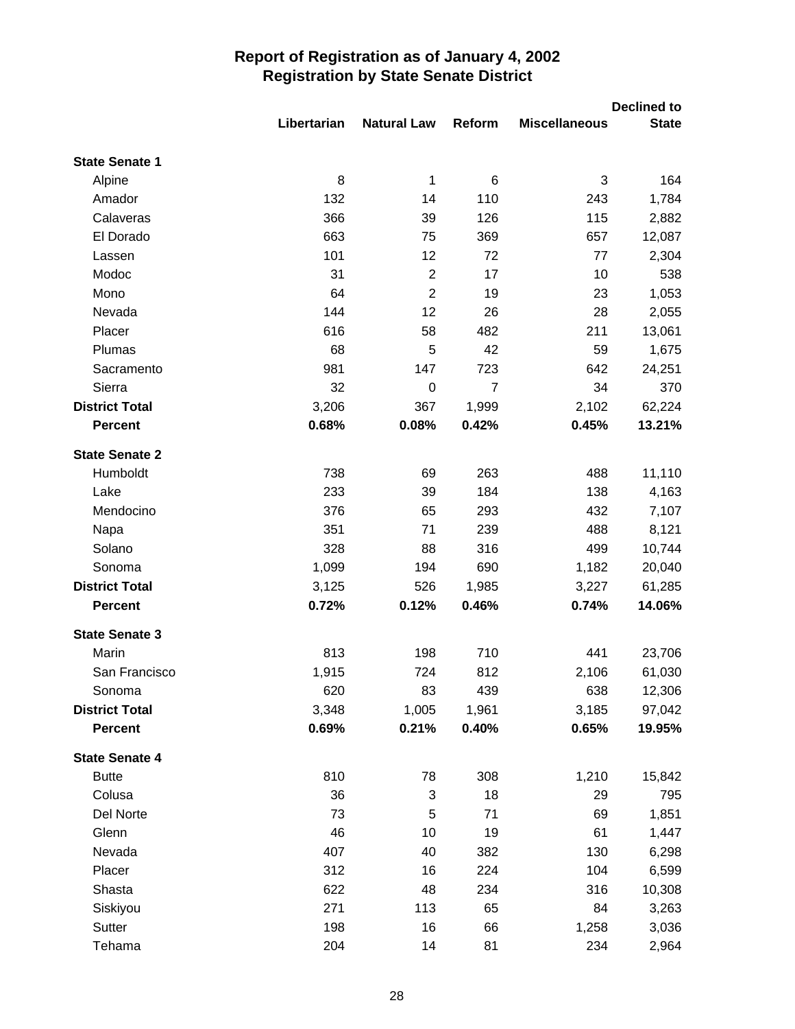# Report of Registration as of January 4, 2002
## Registration by State Senate District

| | Libertarian | Natural Law | Reform | Miscellaneous | Declined to State |
|---|---|---|---|---|---|
| **State Senate 1** | | | | | |
| Alpine | 8 | 1 | 6 | 3 | 164 |
| Amador | 132 | 14 | 110 | 243 | 1,784 |
| Calaveras | 366 | 39 | 126 | 115 | 2,882 |
| El Dorado | 663 | 75 | 369 | 657 | 12,087 |
| Lassen | 101 | 12 | 72 | 77 | 2,304 |
| Modoc | 31 | 2 | 17 | 10 | 538 |
| Mono | 64 | 2 | 19 | 23 | 1,053 |
| Nevada | 144 | 12 | 26 | 28 | 2,055 |
| Placer | 616 | 58 | 482 | 211 | 13,061 |
| Plumas | 68 | 5 | 42 | 59 | 1,675 |
| Sacramento | 981 | 147 | 723 | 642 | 24,251 |
| Sierra | 32 | 0 | 7 | 34 | 370 |
| **District Total** | 3,206 | 367 | 1,999 | 2,102 | 62,224 |
| **Percent** | **0.68%** | **0.08%** | **0.42%** | **0.45%** | **13.21%** |
| **State Senate 2** | | | | | |
| Humboldt | 738 | 69 | 263 | 488 | 11,110 |
| Lake | 233 | 39 | 184 | 138 | 4,163 |
| Mendocino | 376 | 65 | 293 | 432 | 7,107 |
| Napa | 351 | 71 | 239 | 488 | 8,121 |
| Solano | 328 | 88 | 316 | 499 | 10,744 |
| Sonoma | 1,099 | 194 | 690 | 1,182 | 20,040 |
| **District Total** | 3,125 | 526 | 1,985 | 3,227 | 61,285 |
| **Percent** | **0.72%** | **0.12%** | **0.46%** | **0.74%** | **14.06%** |
| **State Senate 3** | | | | | |
| Marin | 813 | 198 | 710 | 441 | 23,706 |
| San Francisco | 1,915 | 724 | 812 | 2,106 | 61,030 |
| Sonoma | 620 | 83 | 439 | 638 | 12,306 |
| **District Total** | 3,348 | 1,005 | 1,961 | 3,185 | 97,042 |
| **Percent** | **0.69%** | **0.21%** | **0.40%** | **0.65%** | **19.95%** |
| **State Senate 4** | | | | | |
| Butte | 810 | 78 | 308 | 1,210 | 15,842 |
| Colusa | 36 | 3 | 18 | 29 | 795 |
| Del Norte | 73 | 5 | 71 | 69 | 1,851 |
| Glenn | 46 | 10 | 19 | 61 | 1,447 |
| Nevada | 407 | 40 | 382 | 130 | 6,298 |
| Placer | 312 | 16 | 224 | 104 | 6,599 |
| Shasta | 622 | 48 | 234 | 316 | 10,308 |
| Siskiyou | 271 | 113 | 65 | 84 | 3,263 |
| Sutter | 198 | 16 | 66 | 1,258 | 3,036 |
| Tehama | 204 | 14 | 81 | 234 | 2,964 |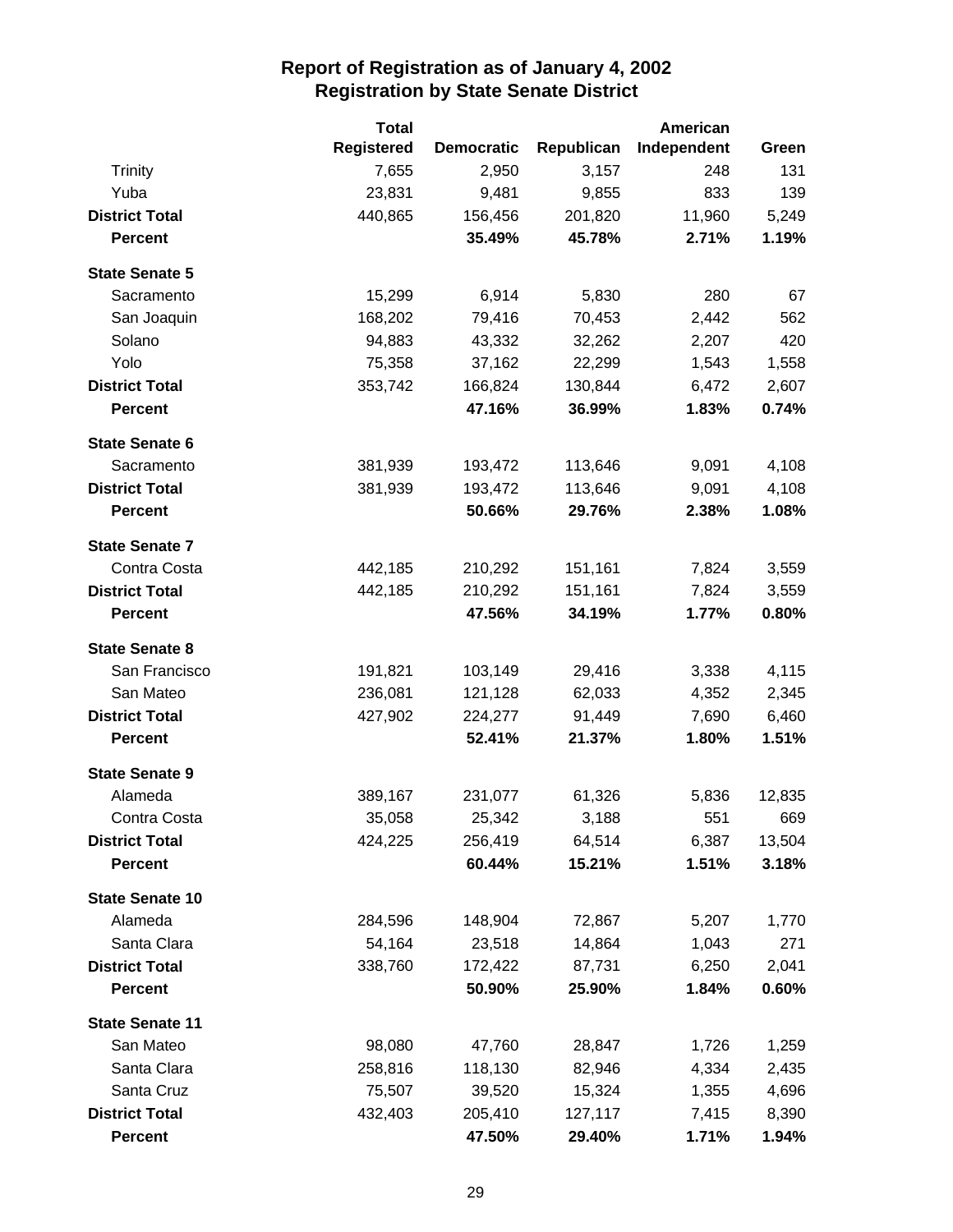# Report of Registration as of January 4, 2002
## Registration by State Senate District

| | Total Registered | Democratic | Republican | American Independent | Green |
|---|---|---|---|---|---|
| Trinity | 7,655 | 2,950 | 3,157 | 248 | 131 |
| Yuba | 23,831 | 9,481 | 9,855 | 833 | 139 |
| **District Total** | 440,865 | 156,456 | 201,820 | 11,960 | 5,249 |
| **Percent** | | **35.49%** | **45.78%** | **2.71%** | **1.19%** |
| **State Senate 5** | | | | | |
| Sacramento | 15,299 | 6,914 | 5,830 | 280 | 67 |
| San Joaquin | 168,202 | 79,416 | 70,453 | 2,442 | 562 |
| Solano | 94,883 | 43,332 | 32,262 | 2,207 | 420 |
| Yolo | 75,358 | 37,162 | 22,299 | 1,543 | 1,558 |
| **District Total** | 353,742 | 166,824 | 130,844 | 6,472 | 2,607 |
| **Percent** | | **47.16%** | **36.99%** | **1.83%** | **0.74%** |
| **State Senate 6** | | | | | |
| Sacramento | 381,939 | 193,472 | 113,646 | 9,091 | 4,108 |
| **District Total** | 381,939 | 193,472 | 113,646 | 9,091 | 4,108 |
| **Percent** | | **50.66%** | **29.76%** | **2.38%** | **1.08%** |
| **State Senate 7** | | | | | |
| Contra Costa | 442,185 | 210,292 | 151,161 | 7,824 | 3,559 |
| **District Total** | 442,185 | 210,292 | 151,161 | 7,824 | 3,559 |
| **Percent** | | **47.56%** | **34.19%** | **1.77%** | **0.80%** |
| **State Senate 8** | | | | | |
| San Francisco | 191,821 | 103,149 | 29,416 | 3,338 | 4,115 |
| San Mateo | 236,081 | 121,128 | 62,033 | 4,352 | 2,345 |
| **District Total** | 427,902 | 224,277 | 91,449 | 7,690 | 6,460 |
| **Percent** | | **52.41%** | **21.37%** | **1.80%** | **1.51%** |
| **State Senate 9** | | | | | |
| Alameda | 389,167 | 231,077 | 61,326 | 5,836 | 12,835 |
| Contra Costa | 35,058 | 25,342 | 3,188 | 551 | 669 |
| **District Total** | 424,225 | 256,419 | 64,514 | 6,387 | 13,504 |
| **Percent** | | **60.44%** | **15.21%** | **1.51%** | **3.18%** |
| **State Senate 10** | | | | | |
| Alameda | 284,596 | 148,904 | 72,867 | 5,207 | 1,770 |
| Santa Clara | 54,164 | 23,518 | 14,864 | 1,043 | 271 |
| **District Total** | 338,760 | 172,422 | 87,731 | 6,250 | 2,041 |
| **Percent** | | **50.90%** | **25.90%** | **1.84%** | **0.60%** |
| **State Senate 11** | | | | | |
| San Mateo | 98,080 | 47,760 | 28,847 | 1,726 | 1,259 |
| Santa Clara | 258,816 | 118,130 | 82,946 | 4,334 | 2,435 |
| Santa Cruz | 75,507 | 39,520 | 15,324 | 1,355 | 4,696 |
| **District Total** | 432,403 | 205,410 | 127,117 | 7,415 | 8,390 |
| **Percent** | | **47.50%** | **29.40%** | **1.71%** | **1.94%** |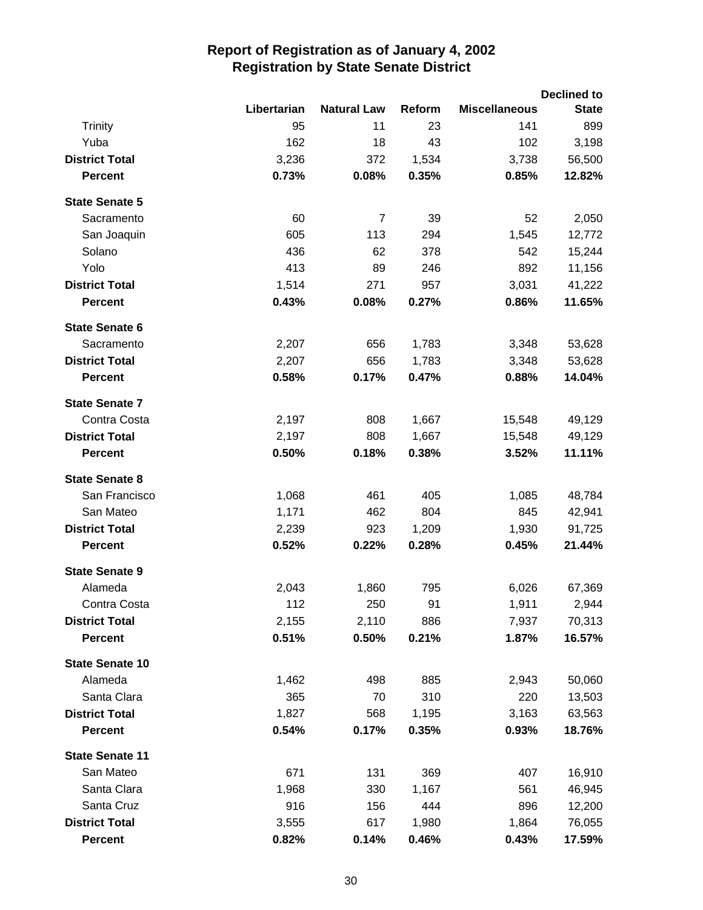# Report of Registration as of January 4, 2002
## Registration by State Senate District

| | Libertarian | Natural Law | Reform | Miscellaneous | Declined to State |
|---|---|---|---|---|---|
| Trinity | 95 | 11 | 23 | 141 | 899 |
| Yuba | 162 | 18 | 43 | 102 | 3,198 |
| **District Total** | 3,236 | 372 | 1,534 | 3,738 | 56,500 |
| **Percent** | **0.73%** | **0.08%** | **0.35%** | **0.85%** | **12.82%** |
| **State Senate 5** | | | | | |
| Sacramento | 60 | 7 | 39 | 52 | 2,050 |
| San Joaquin | 605 | 113 | 294 | 1,545 | 12,772 |
| Solano | 436 | 62 | 378 | 542 | 15,244 |
| Yolo | 413 | 89 | 246 | 892 | 11,156 |
| **District Total** | 1,514 | 271 | 957 | 3,031 | 41,222 |
| **Percent** | **0.43%** | **0.08%** | **0.27%** | **0.86%** | **11.65%** |
| **State Senate 6** | | | | | |
| Sacramento | 2,207 | 656 | 1,783 | 3,348 | 53,628 |
| **District Total** | 2,207 | 656 | 1,783 | 3,348 | 53,628 |
| **Percent** | **0.58%** | **0.17%** | **0.47%** | **0.88%** | **14.04%** |
| **State Senate 7** | | | | | |
| Contra Costa | 2,197 | 808 | 1,667 | 15,548 | 49,129 |
| **District Total** | 2,197 | 808 | 1,667 | 15,548 | 49,129 |
| **Percent** | **0.50%** | **0.18%** | **0.38%** | **3.52%** | **11.11%** |
| **State Senate 8** | | | | | |
| San Francisco | 1,068 | 461 | 405 | 1,085 | 48,784 |
| San Mateo | 1,171 | 462 | 804 | 845 | 42,941 |
| **District Total** | 2,239 | 923 | 1,209 | 1,930 | 91,725 |
| **Percent** | **0.52%** | **0.22%** | **0.28%** | **0.45%** | **21.44%** |
| **State Senate 9** | | | | | |
| Alameda | 2,043 | 1,860 | 795 | 6,026 | 67,369 |
| Contra Costa | 112 | 250 | 91 | 1,911 | 2,944 |
| **District Total** | 2,155 | 2,110 | 886 | 7,937 | 70,313 |
| **Percent** | **0.51%** | **0.50%** | **0.21%** | **1.87%** | **16.57%** |
| **State Senate 10** | | | | | |
| Alameda | 1,462 | 498 | 885 | 2,943 | 50,060 |
| Santa Clara | 365 | 70 | 310 | 220 | 13,503 |
| **District Total** | 1,827 | 568 | 1,195 | 3,163 | 63,563 |
| **Percent** | **0.54%** | **0.17%** | **0.35%** | **0.93%** | **18.76%** |
| **State Senate 11** | | | | | |
| San Mateo | 671 | 131 | 369 | 407 | 16,910 |
| Santa Clara | 1,968 | 330 | 1,167 | 561 | 46,945 |
| Santa Cruz | 916 | 156 | 444 | 896 | 12,200 |
| **District Total** | 3,555 | 617 | 1,980 | 1,864 | 76,055 |
| **Percent** | **0.82%** | **0.14%** | **0.46%** | **0.43%** | **17.59%** |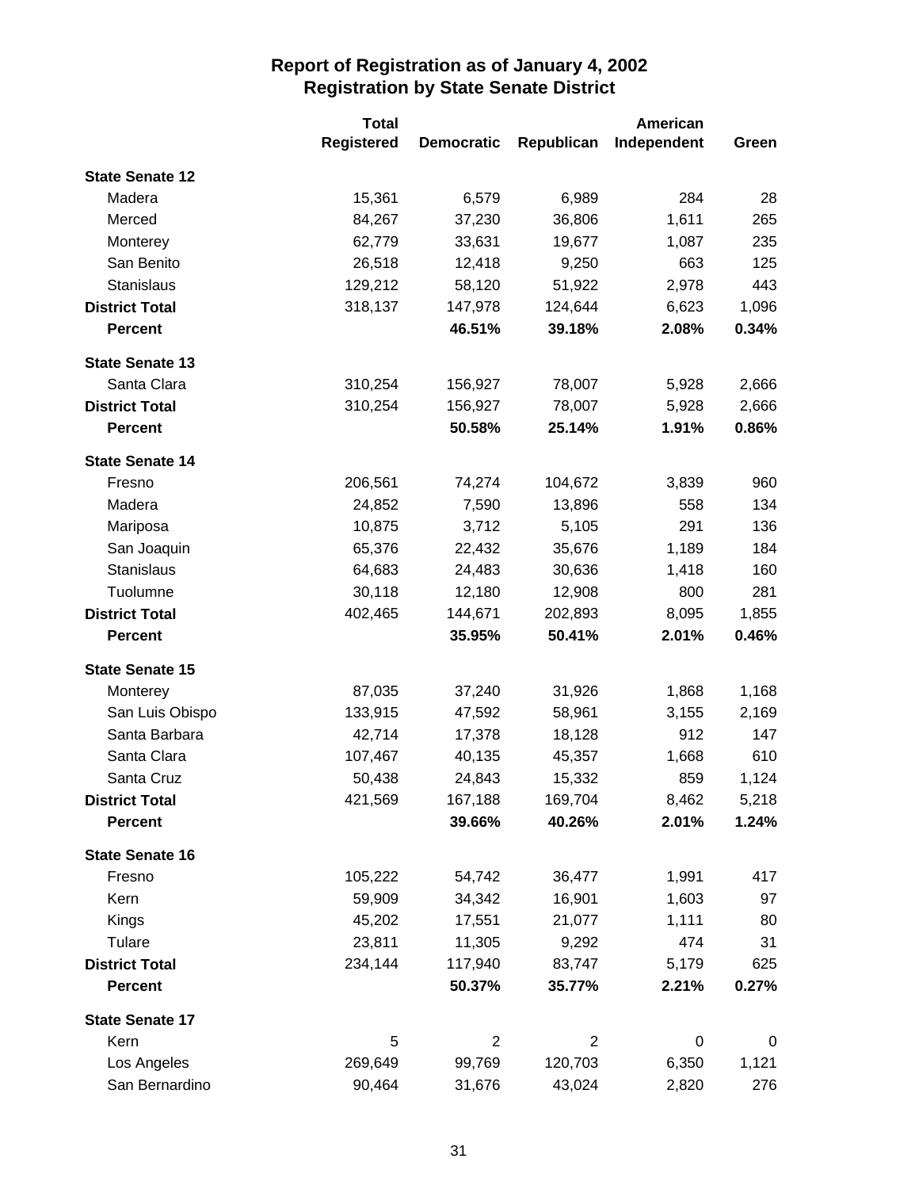# Report of Registration as of January 4, 2002
## Registration by State Senate District

| | Total Registered | Democratic | Republican | American Independent | Green |
|---|---|---|---|---|---|
| **State Senate 12** | | | | | |
| Madera | 15,361 | 6,579 | 6,989 | 284 | 28 |
| Merced | 84,267 | 37,230 | 36,806 | 1,611 | 265 |
| Monterey | 62,779 | 33,631 | 19,677 | 1,087 | 235 |
| San Benito | 26,518 | 12,418 | 9,250 | 663 | 125 |
| Stanislaus | 129,212 | 58,120 | 51,922 | 2,978 | 443 |
| **District Total** | 318,137 | 147,978 | 124,644 | 6,623 | 1,096 |
| **Percent** | | **46.51%** | **39.18%** | **2.08%** | **0.34%** |
| **State Senate 13** | | | | | |
| Santa Clara | 310,254 | 156,927 | 78,007 | 5,928 | 2,666 |
| **District Total** | 310,254 | 156,927 | 78,007 | 5,928 | 2,666 |
| **Percent** | | **50.58%** | **25.14%** | **1.91%** | **0.86%** |
| **State Senate 14** | | | | | |
| Fresno | 206,561 | 74,274 | 104,672 | 3,839 | 960 |
| Madera | 24,852 | 7,590 | 13,896 | 558 | 134 |
| Mariposa | 10,875 | 3,712 | 5,105 | 291 | 136 |
| San Joaquin | 65,376 | 22,432 | 35,676 | 1,189 | 184 |
| Stanislaus | 64,683 | 24,483 | 30,636 | 1,418 | 160 |
| Tuolumne | 30,118 | 12,180 | 12,908 | 800 | 281 |
| **District Total** | 402,465 | 144,671 | 202,893 | 8,095 | 1,855 |
| **Percent** | | **35.95%** | **50.41%** | **2.01%** | **0.46%** |
| **State Senate 15** | | | | | |
| Monterey | 87,035 | 37,240 | 31,926 | 1,868 | 1,168 |
| San Luis Obispo | 133,915 | 47,592 | 58,961 | 3,155 | 2,169 |
| Santa Barbara | 42,714 | 17,378 | 18,128 | 912 | 147 |
| Santa Clara | 107,467 | 40,135 | 45,357 | 1,668 | 610 |
| Santa Cruz | 50,438 | 24,843 | 15,332 | 859 | 1,124 |
| **District Total** | 421,569 | 167,188 | 169,704 | 8,462 | 5,218 |
| **Percent** | | **39.66%** | **40.26%** | **2.01%** | **1.24%** |
| **State Senate 16** | | | | | |
| Fresno | 105,222 | 54,742 | 36,477 | 1,991 | 417 |
| Kern | 59,909 | 34,342 | 16,901 | 1,603 | 97 |
| Kings | 45,202 | 17,551 | 21,077 | 1,111 | 80 |
| Tulare | 23,811 | 11,305 | 9,292 | 474 | 31 |
| **District Total** | 234,144 | 117,940 | 83,747 | 5,179 | 625 |
| **Percent** | | **50.37%** | **35.77%** | **2.21%** | **0.27%** |
| **State Senate 17** | | | | | |
| Kern | 5 | 2 | 2 | 0 | 0 |
| Los Angeles | 269,649 | 99,769 | 120,703 | 6,350 | 1,121 |
| San Bernardino | 90,464 | 31,676 | 43,024 | 2,820 | 276 |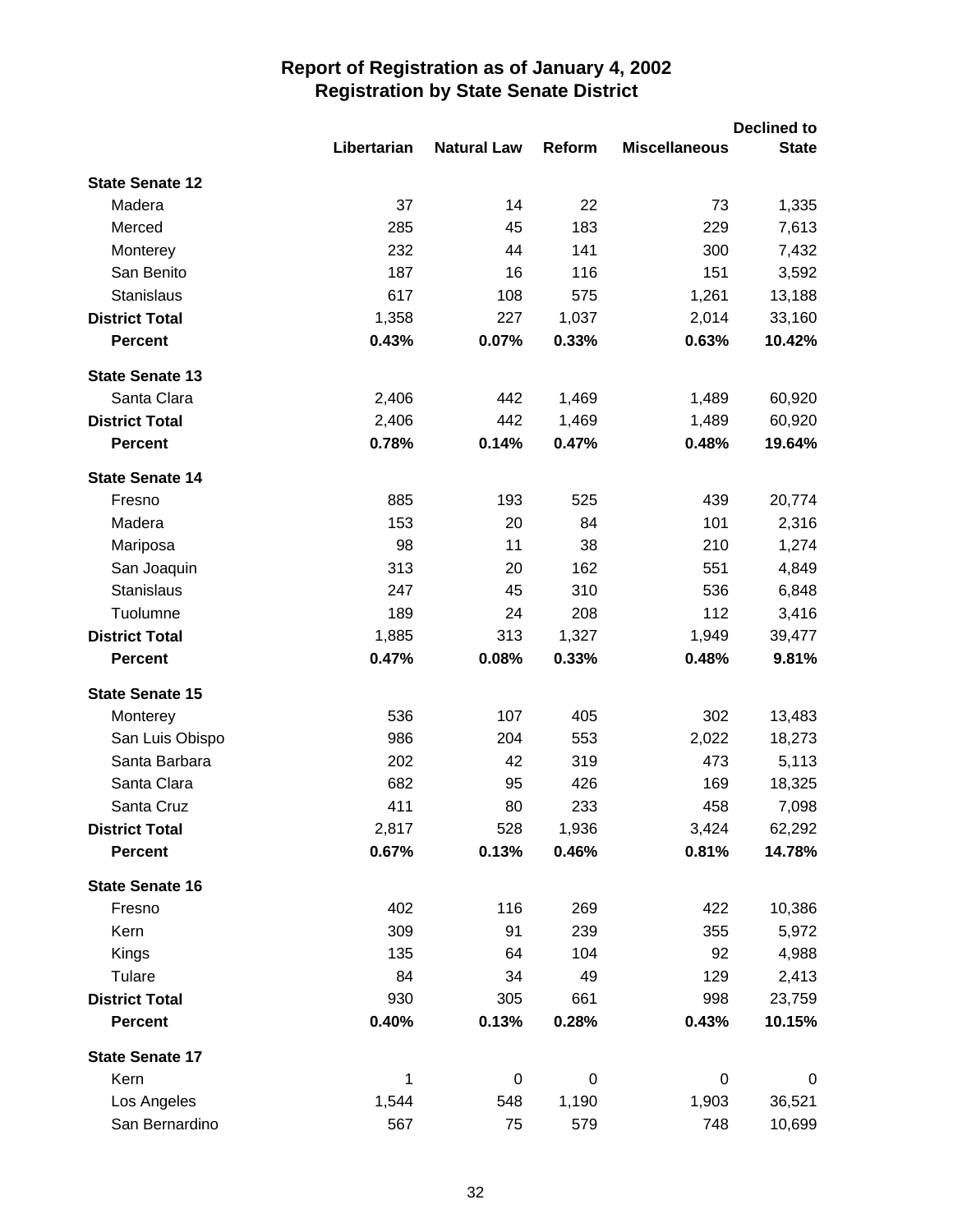# Report of Registration as of January 4, 2002
## Registration by State Senate District

| | Libertarian | Natural Law | Reform | Miscellaneous | Declined to State |
|---|---|---|---|---|---|
| **State Senate 12** | | | | | |
| Madera | 37 | 14 | 22 | 73 | 1,335 |
| Merced | 285 | 45 | 183 | 229 | 7,613 |
| Monterey | 232 | 44 | 141 | 300 | 7,432 |
| San Benito | 187 | 16 | 116 | 151 | 3,592 |
| Stanislaus | 617 | 108 | 575 | 1,261 | 13,188 |
| **District Total** | 1,358 | 227 | 1,037 | 2,014 | 33,160 |
| **Percent** | **0.43%** | **0.07%** | **0.33%** | **0.63%** | **10.42%** |
| **State Senate 13** | | | | | |
| Santa Clara | 2,406 | 442 | 1,469 | 1,489 | 60,920 |
| **District Total** | 2,406 | 442 | 1,469 | 1,489 | 60,920 |
| **Percent** | **0.78%** | **0.14%** | **0.47%** | **0.48%** | **19.64%** |
| **State Senate 14** | | | | | |
| Fresno | 885 | 193 | 525 | 439 | 20,774 |
| Madera | 153 | 20 | 84 | 101 | 2,316 |
| Mariposa | 98 | 11 | 38 | 210 | 1,274 |
| San Joaquin | 313 | 20 | 162 | 551 | 4,849 |
| Stanislaus | 247 | 45 | 310 | 536 | 6,848 |
| Tuolumne | 189 | 24 | 208 | 112 | 3,416 |
| **District Total** | 1,885 | 313 | 1,327 | 1,949 | 39,477 |
| **Percent** | **0.47%** | **0.08%** | **0.33%** | **0.48%** | **9.81%** |
| **State Senate 15** | | | | | |
| Monterey | 536 | 107 | 405 | 302 | 13,483 |
| San Luis Obispo | 986 | 204 | 553 | 2,022 | 18,273 |
| Santa Barbara | 202 | 42 | 319 | 473 | 5,113 |
| Santa Clara | 682 | 95 | 426 | 169 | 18,325 |
| Santa Cruz | 411 | 80 | 233 | 458 | 7,098 |
| **District Total** | 2,817 | 528 | 1,936 | 3,424 | 62,292 |
| **Percent** | **0.67%** | **0.13%** | **0.46%** | **0.81%** | **14.78%** |
| **State Senate 16** | | | | | |
| Fresno | 402 | 116 | 269 | 422 | 10,386 |
| Kern | 309 | 91 | 239 | 355 | 5,972 |
| Kings | 135 | 64 | 104 | 92 | 4,988 |
| Tulare | 84 | 34 | 49 | 129 | 2,413 |
| **District Total** | 930 | 305 | 661 | 998 | 23,759 |
| **Percent** | **0.40%** | **0.13%** | **0.28%** | **0.43%** | **10.15%** |
| **State Senate 17** | | | | | |
| Kern | 1 | 0 | 0 | 0 | 0 |
| Los Angeles | 1,544 | 548 | 1,190 | 1,903 | 36,521 |
| San Bernardino | 567 | 75 | 579 | 748 | 10,699 |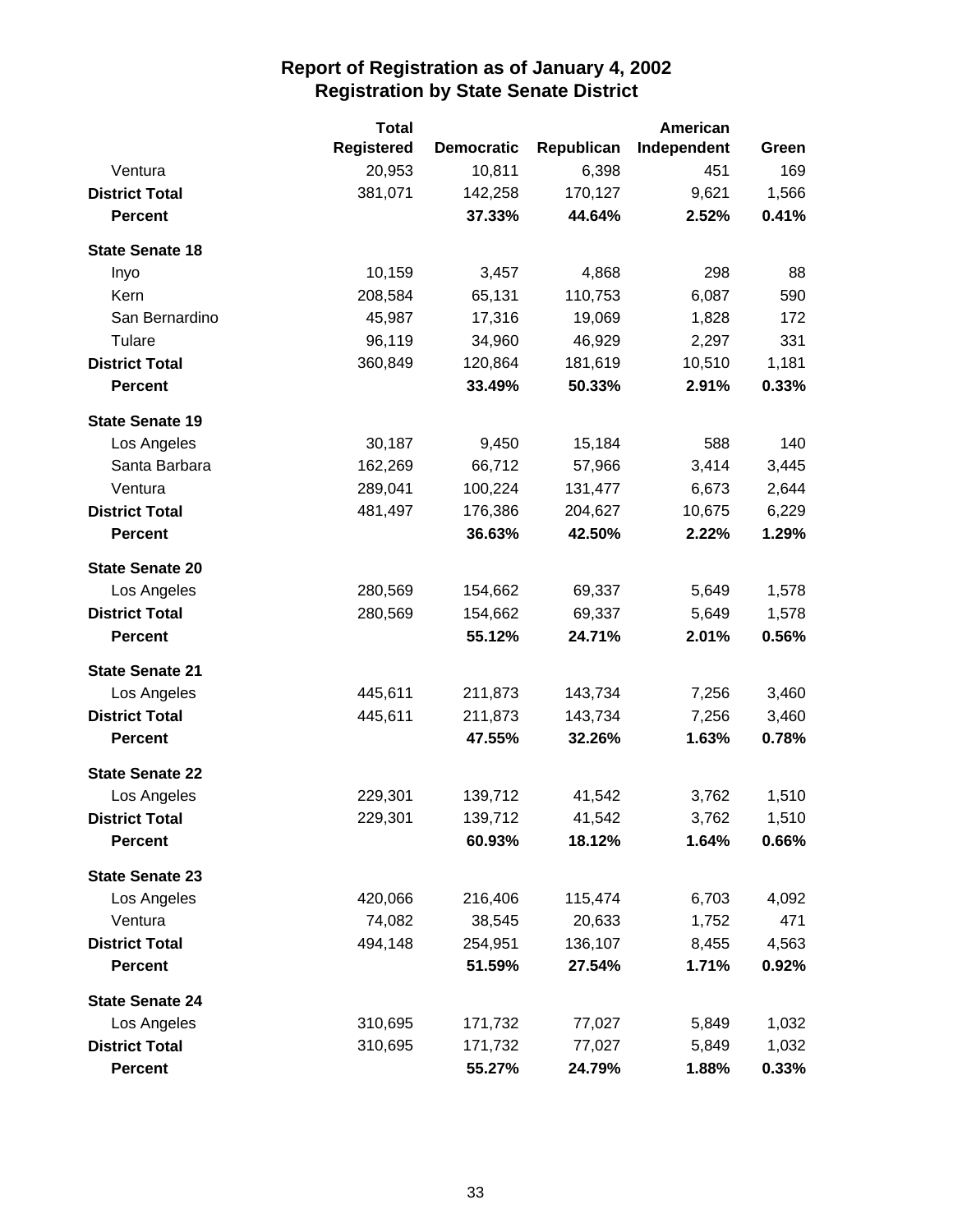# Report of Registration as of January 4, 2002
## Registration by State Senate District

| | Total Registered | Democratic | Republican | American Independent | Green |
|---|---|---|---|---|---|
| Ventura | 20,953 | 10,811 | 6,398 | 451 | 169 |
| **District Total** | 381,071 | 142,258 | 170,127 | 9,621 | 1,566 |
| **Percent** | | **37.33%** | **44.64%** | **2.52%** | **0.41%** |
| **State Senate 18** | | | | | |
| Inyo | 10,159 | 3,457 | 4,868 | 298 | 88 |
| Kern | 208,584 | 65,131 | 110,753 | 6,087 | 590 |
| San Bernardino | 45,987 | 17,316 | 19,069 | 1,828 | 172 |
| Tulare | 96,119 | 34,960 | 46,929 | 2,297 | 331 |
| **District Total** | 360,849 | 120,864 | 181,619 | 10,510 | 1,181 |
| **Percent** | | **33.49%** | **50.33%** | **2.91%** | **0.33%** |
| **State Senate 19** | | | | | |
| Los Angeles | 30,187 | 9,450 | 15,184 | 588 | 140 |
| Santa Barbara | 162,269 | 66,712 | 57,966 | 3,414 | 3,445 |
| Ventura | 289,041 | 100,224 | 131,477 | 6,673 | 2,644 |
| **District Total** | 481,497 | 176,386 | 204,627 | 10,675 | 6,229 |
| **Percent** | | **36.63%** | **42.50%** | **2.22%** | **1.29%** |
| **State Senate 20** | | | | | |
| Los Angeles | 280,569 | 154,662 | 69,337 | 5,649 | 1,578 |
| **District Total** | 280,569 | 154,662 | 69,337 | 5,649 | 1,578 |
| **Percent** | | **55.12%** | **24.71%** | **2.01%** | **0.56%** |
| **State Senate 21** | | | | | |
| Los Angeles | 445,611 | 211,873 | 143,734 | 7,256 | 3,460 |
| **District Total** | 445,611 | 211,873 | 143,734 | 7,256 | 3,460 |
| **Percent** | | **47.55%** | **32.26%** | **1.63%** | **0.78%** |
| **State Senate 22** | | | | | |
| Los Angeles | 229,301 | 139,712 | 41,542 | 3,762 | 1,510 |
| **District Total** | 229,301 | 139,712 | 41,542 | 3,762 | 1,510 |
| **Percent** | | **60.93%** | **18.12%** | **1.64%** | **0.66%** |
| **State Senate 23** | | | | | |
| Los Angeles | 420,066 | 216,406 | 115,474 | 6,703 | 4,092 |
| Ventura | 74,082 | 38,545 | 20,633 | 1,752 | 471 |
| **District Total** | 494,148 | 254,951 | 136,107 | 8,455 | 4,563 |
| **Percent** | | **51.59%** | **27.54%** | **1.71%** | **0.92%** |
| **State Senate 24** | | | | | |
| Los Angeles | 310,695 | 171,732 | 77,027 | 5,849 | 1,032 |
| **District Total** | 310,695 | 171,732 | 77,027 | 5,849 | 1,032 |
| **Percent** | | **55.27%** | **24.79%** | **1.88%** | **0.33%** |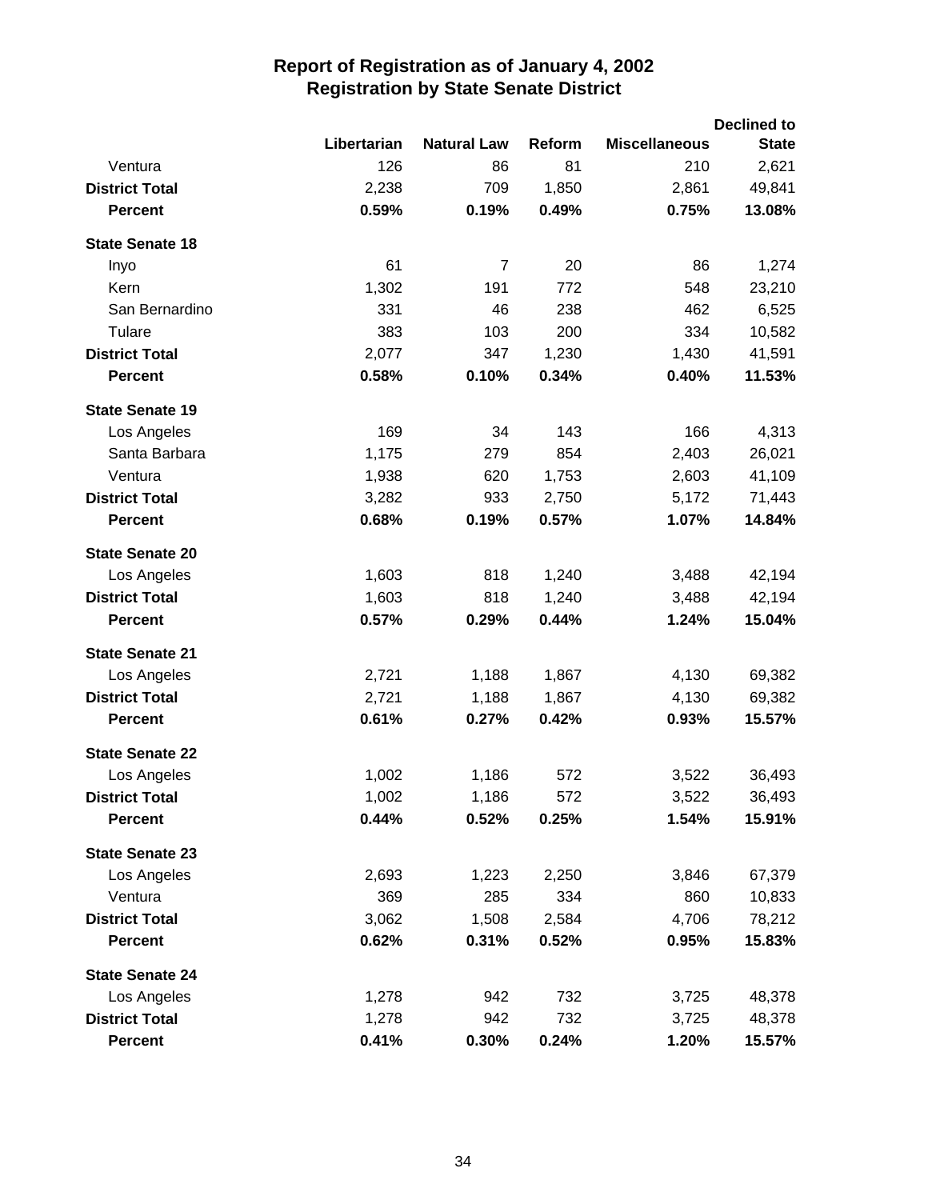# Report of Registration as of January 4, 2002
## Registration by State Senate District

| | Libertarian | Natural Law | Reform | Miscellaneous | Declined to State |
|---|---|---|---|---|---|
| Ventura | 126 | 86 | 81 | 210 | 2,621 |
| **District Total** | 2,238 | 709 | 1,850 | 2,861 | 49,841 |
| **Percent** | **0.59%** | **0.19%** | **0.49%** | **0.75%** | **13.08%** |
| **State Senate 18** | | | | | |
| Inyo | 61 | 7 | 20 | 86 | 1,274 |
| Kern | 1,302 | 191 | 772 | 548 | 23,210 |
| San Bernardino | 331 | 46 | 238 | 462 | 6,525 |
| Tulare | 383 | 103 | 200 | 334 | 10,582 |
| **District Total** | 2,077 | 347 | 1,230 | 1,430 | 41,591 |
| **Percent** | **0.58%** | **0.10%** | **0.34%** | **0.40%** | **11.53%** |
| **State Senate 19** | | | | | |
| Los Angeles | 169 | 34 | 143 | 166 | 4,313 |
| Santa Barbara | 1,175 | 279 | 854 | 2,403 | 26,021 |
| Ventura | 1,938 | 620 | 1,753 | 2,603 | 41,109 |
| **District Total** | 3,282 | 933 | 2,750 | 5,172 | 71,443 |
| **Percent** | **0.68%** | **0.19%** | **0.57%** | **1.07%** | **14.84%** |
| **State Senate 20** | | | | | |
| Los Angeles | 1,603 | 818 | 1,240 | 3,488 | 42,194 |
| **District Total** | 1,603 | 818 | 1,240 | 3,488 | 42,194 |
| **Percent** | **0.57%** | **0.29%** | **0.44%** | **1.24%** | **15.04%** |
| **State Senate 21** | | | | | |
| Los Angeles | 2,721 | 1,188 | 1,867 | 4,130 | 69,382 |
| **District Total** | 2,721 | 1,188 | 1,867 | 4,130 | 69,382 |
| **Percent** | **0.61%** | **0.27%** | **0.42%** | **0.93%** | **15.57%** |
| **State Senate 22** | | | | | |
| Los Angeles | 1,002 | 1,186 | 572 | 3,522 | 36,493 |
| **District Total** | 1,002 | 1,186 | 572 | 3,522 | 36,493 |
| **Percent** | **0.44%** | **0.52%** | **0.25%** | **1.54%** | **15.91%** |
| **State Senate 23** | | | | | |
| Los Angeles | 2,693 | 1,223 | 2,250 | 3,846 | 67,379 |
| Ventura | 369 | 285 | 334 | 860 | 10,833 |
| **District Total** | 3,062 | 1,508 | 2,584 | 4,706 | 78,212 |
| **Percent** | **0.62%** | **0.31%** | **0.52%** | **0.95%** | **15.83%** |
| **State Senate 24** | | | | | |
| Los Angeles | 1,278 | 942 | 732 | 3,725 | 48,378 |
| **District Total** | 1,278 | 942 | 732 | 3,725 | 48,378 |
| **Percent** | **0.41%** | **0.30%** | **0.24%** | **1.20%** | **15.57%** |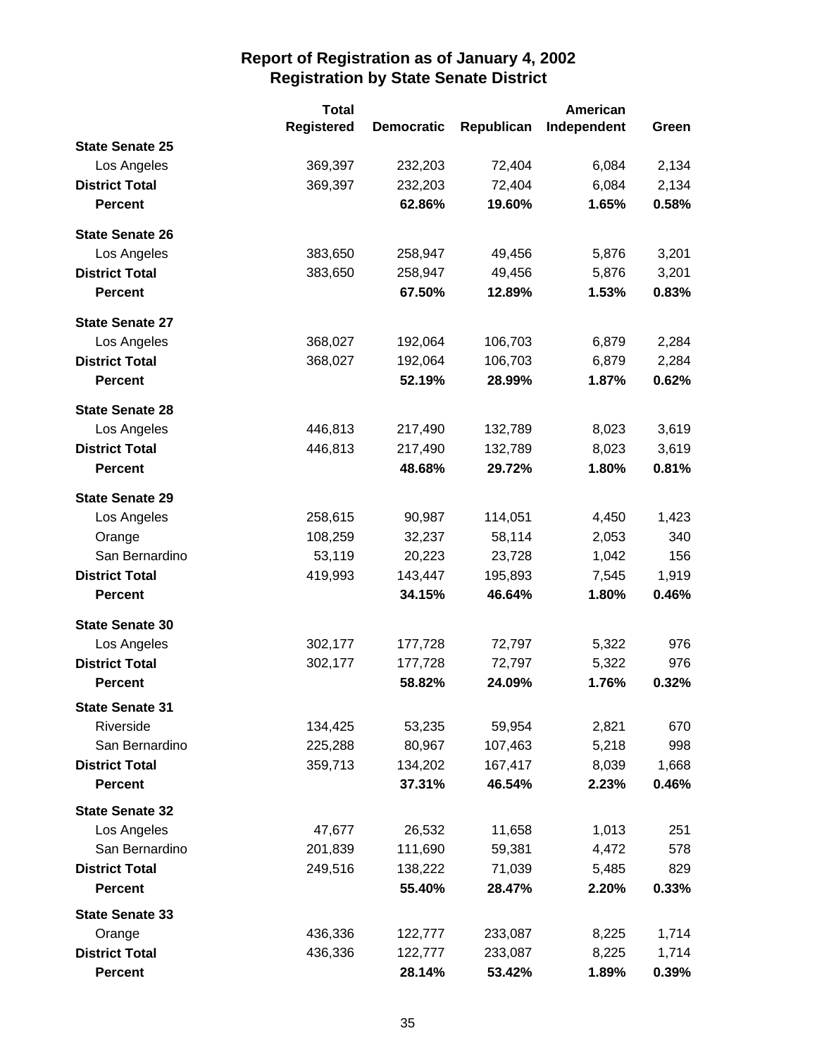# Report of Registration as of January 4, 2002
## Registration by State Senate District

| | Total Registered | Democratic | Republican | American Independent | Green |
|---|---|---|---|---|---|
| **State Senate 25** | | | | | |
| Los Angeles | 369,397 | 232,203 | 72,404 | 6,084 | 2,134 |
| **District Total** | 369,397 | 232,203 | 72,404 | 6,084 | 2,134 |
| **Percent** | | **62.86%** | **19.60%** | **1.65%** | **0.58%** |
| **State Senate 26** | | | | | |
| Los Angeles | 383,650 | 258,947 | 49,456 | 5,876 | 3,201 |
| **District Total** | 383,650 | 258,947 | 49,456 | 5,876 | 3,201 |
| **Percent** | | **67.50%** | **12.89%** | **1.53%** | **0.83%** |
| **State Senate 27** | | | | | |
| Los Angeles | 368,027 | 192,064 | 106,703 | 6,879 | 2,284 |
| **District Total** | 368,027 | 192,064 | 106,703 | 6,879 | 2,284 |
| **Percent** | | **52.19%** | **28.99%** | **1.87%** | **0.62%** |
| **State Senate 28** | | | | | |
| Los Angeles | 446,813 | 217,490 | 132,789 | 8,023 | 3,619 |
| **District Total** | 446,813 | 217,490 | 132,789 | 8,023 | 3,619 |
| **Percent** | | **48.68%** | **29.72%** | **1.80%** | **0.81%** |
| **State Senate 29** | | | | | |
| Los Angeles | 258,615 | 90,987 | 114,051 | 4,450 | 1,423 |
| Orange | 108,259 | 32,237 | 58,114 | 2,053 | 340 |
| San Bernardino | 53,119 | 20,223 | 23,728 | 1,042 | 156 |
| **District Total** | 419,993 | 143,447 | 195,893 | 7,545 | 1,919 |
| **Percent** | | **34.15%** | **46.64%** | **1.80%** | **0.46%** |
| **State Senate 30** | | | | | |
| Los Angeles | 302,177 | 177,728 | 72,797 | 5,322 | 976 |
| **District Total** | 302,177 | 177,728 | 72,797 | 5,322 | 976 |
| **Percent** | | **58.82%** | **24.09%** | **1.76%** | **0.32%** |
| **State Senate 31** | | | | | |
| Riverside | 134,425 | 53,235 | 59,954 | 2,821 | 670 |
| San Bernardino | 225,288 | 80,967 | 107,463 | 5,218 | 998 |
| **District Total** | 359,713 | 134,202 | 167,417 | 8,039 | 1,668 |
| **Percent** | | **37.31%** | **46.54%** | **2.23%** | **0.46%** |
| **State Senate 32** | | | | | |
| Los Angeles | 47,677 | 26,532 | 11,658 | 1,013 | 251 |
| San Bernardino | 201,839 | 111,690 | 59,381 | 4,472 | 578 |
| **District Total** | 249,516 | 138,222 | 71,039 | 5,485 | 829 |
| **Percent** | | **55.40%** | **28.47%** | **2.20%** | **0.33%** |
| **State Senate 33** | | | | | |
| Orange | 436,336 | 122,777 | 233,087 | 8,225 | 1,714 |
| **District Total** | 436,336 | 122,777 | 233,087 | 8,225 | 1,714 |
| **Percent** | | **28.14%** | **53.42%** | **1.89%** | **0.39%** |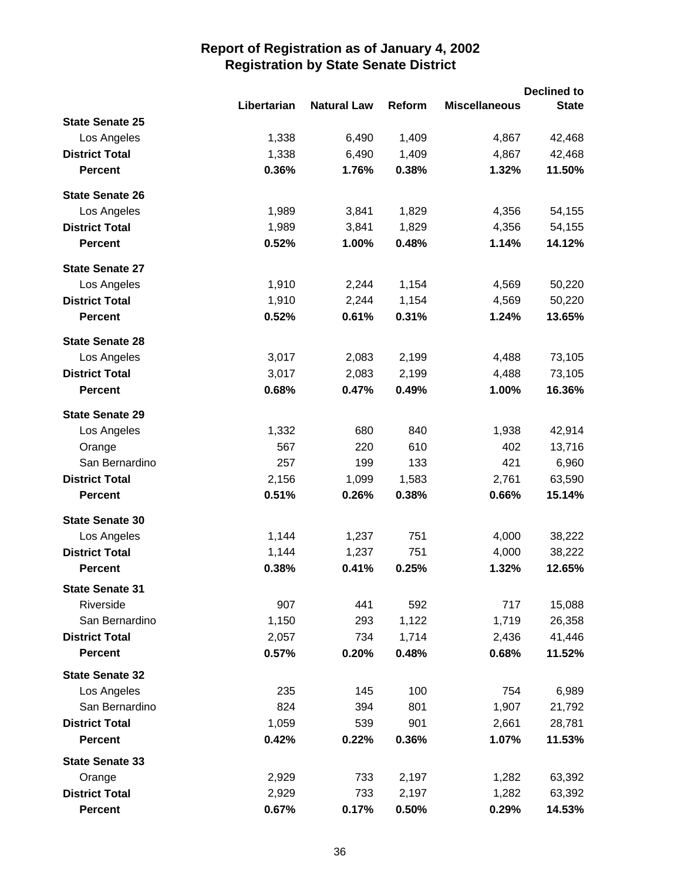# Report of Registration as of January 4, 2002
## Registration by State Senate District

| | Libertarian | Natural Law | Reform | Miscellaneous | Declined to State |
|---|---|---|---|---|---|
| **State Senate 25** | | | | | |
| Los Angeles | 1,338 | 6,490 | 1,409 | 4,867 | 42,468 |
| **District Total** | 1,338 | 6,490 | 1,409 | 4,867 | 42,468 |
| **Percent** | **0.36%** | **1.76%** | **0.38%** | **1.32%** | **11.50%** |
| **State Senate 26** | | | | | |
| Los Angeles | 1,989 | 3,841 | 1,829 | 4,356 | 54,155 |
| **District Total** | 1,989 | 3,841 | 1,829 | 4,356 | 54,155 |
| **Percent** | **0.52%** | **1.00%** | **0.48%** | **1.14%** | **14.12%** |
| **State Senate 27** | | | | | |
| Los Angeles | 1,910 | 2,244 | 1,154 | 4,569 | 50,220 |
| **District Total** | 1,910 | 2,244 | 1,154 | 4,569 | 50,220 |
| **Percent** | **0.52%** | **0.61%** | **0.31%** | **1.24%** | **13.65%** |
| **State Senate 28** | | | | | |
| Los Angeles | 3,017 | 2,083 | 2,199 | 4,488 | 73,105 |
| **District Total** | 3,017 | 2,083 | 2,199 | 4,488 | 73,105 |
| **Percent** | **0.68%** | **0.47%** | **0.49%** | **1.00%** | **16.36%** |
| **State Senate 29** | | | | | |
| Los Angeles | 1,332 | 680 | 840 | 1,938 | 42,914 |
| Orange | 567 | 220 | 610 | 402 | 13,716 |
| San Bernardino | 257 | 199 | 133 | 421 | 6,960 |
| **District Total** | 2,156 | 1,099 | 1,583 | 2,761 | 63,590 |
| **Percent** | **0.51%** | **0.26%** | **0.38%** | **0.66%** | **15.14%** |
| **State Senate 30** | | | | | |
| Los Angeles | 1,144 | 1,237 | 751 | 4,000 | 38,222 |
| **District Total** | 1,144 | 1,237 | 751 | 4,000 | 38,222 |
| **Percent** | **0.38%** | **0.41%** | **0.25%** | **1.32%** | **12.65%** |
| **State Senate 31** | | | | | |
| Riverside | 907 | 441 | 592 | 717 | 15,088 |
| San Bernardino | 1,150 | 293 | 1,122 | 1,719 | 26,358 |
| **District Total** | 2,057 | 734 | 1,714 | 2,436 | 41,446 |
| **Percent** | **0.57%** | **0.20%** | **0.48%** | **0.68%** | **11.52%** |
| **State Senate 32** | | | | | |
| Los Angeles | 235 | 145 | 100 | 754 | 6,989 |
| San Bernardino | 824 | 394 | 801 | 1,907 | 21,792 |
| **District Total** | 1,059 | 539 | 901 | 2,661 | 28,781 |
| **Percent** | **0.42%** | **0.22%** | **0.36%** | **1.07%** | **11.53%** |
| **State Senate 33** | | | | | |
| Orange | 2,929 | 733 | 2,197 | 1,282 | 63,392 |
| **District Total** | 2,929 | 733 | 2,197 | 1,282 | 63,392 |
| **Percent** | **0.67%** | **0.17%** | **0.50%** | **0.29%** | **14.53%** |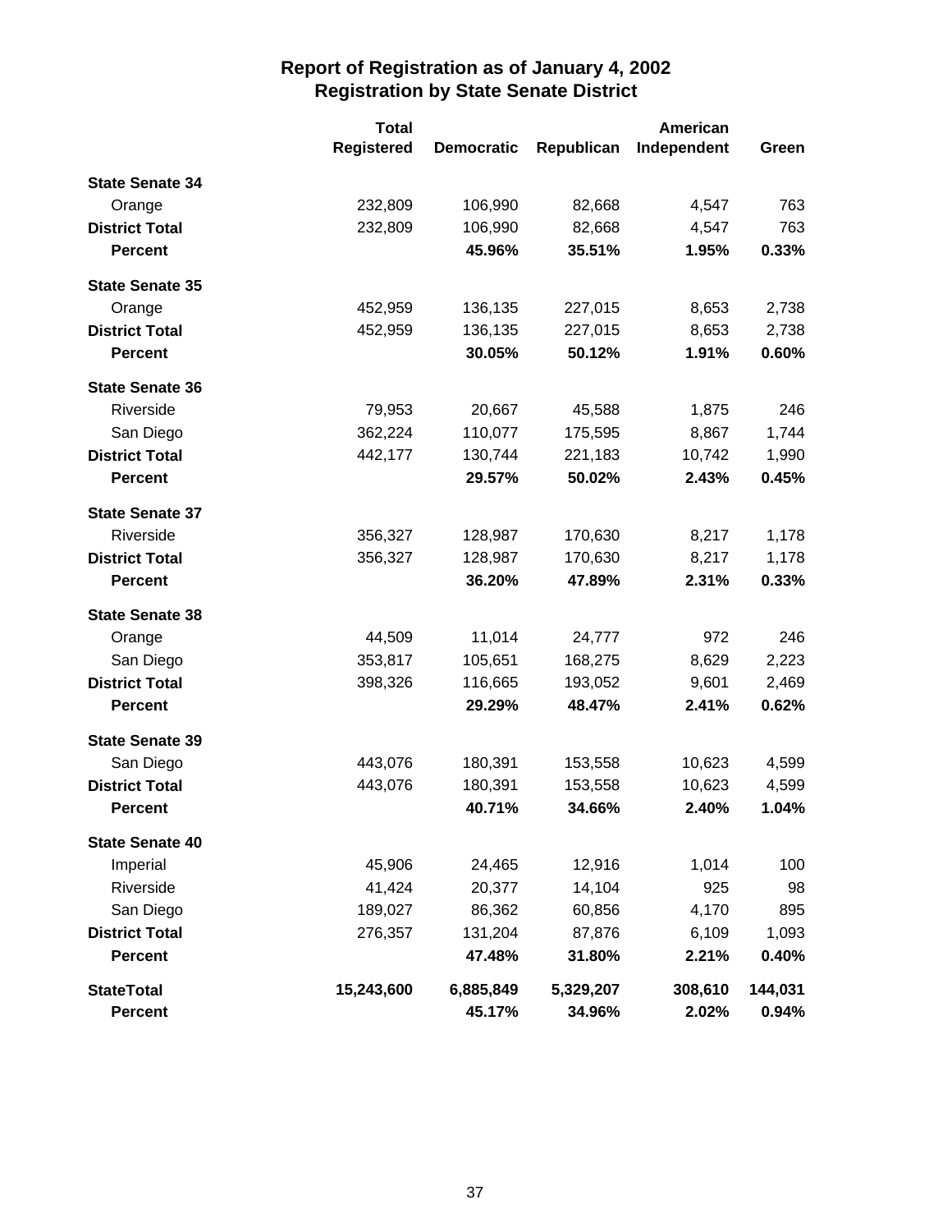# Report of Registration as of January 4, 2002
## Registration by State Senate District

| | Total Registered | Democratic | Republican | American Independent | Green |
|---|---|---|---|---|---|
| **State Senate 34** | | | | | |
| Orange | 232,809 | 106,990 | 82,668 | 4,547 | 763 |
| **District Total** | 232,809 | 106,990 | 82,668 | 4,547 | 763 |
| **Percent** | | **45.96%** | **35.51%** | **1.95%** | **0.33%** |
| **State Senate 35** | | | | | |
| Orange | 452,959 | 136,135 | 227,015 | 8,653 | 2,738 |
| **District Total** | 452,959 | 136,135 | 227,015 | 8,653 | 2,738 |
| **Percent** | | **30.05%** | **50.12%** | **1.91%** | **0.60%** |
| **State Senate 36** | | | | | |
| Riverside | 79,953 | 20,667 | 45,588 | 1,875 | 246 |
| San Diego | 362,224 | 110,077 | 175,595 | 8,867 | 1,744 |
| **District Total** | 442,177 | 130,744 | 221,183 | 10,742 | 1,990 |
| **Percent** | | **29.57%** | **50.02%** | **2.43%** | **0.45%** |
| **State Senate 37** | | | | | |
| Riverside | 356,327 | 128,987 | 170,630 | 8,217 | 1,178 |
| **District Total** | 356,327 | 128,987 | 170,630 | 8,217 | 1,178 |
| **Percent** | | **36.20%** | **47.89%** | **2.31%** | **0.33%** |
| **State Senate 38** | | | | | |
| Orange | 44,509 | 11,014 | 24,777 | 972 | 246 |
| San Diego | 353,817 | 105,651 | 168,275 | 8,629 | 2,223 |
| **District Total** | 398,326 | 116,665 | 193,052 | 9,601 | 2,469 |
| **Percent** | | **29.29%** | **48.47%** | **2.41%** | **0.62%** |
| **State Senate 39** | | | | | |
| San Diego | 443,076 | 180,391 | 153,558 | 10,623 | 4,599 |
| **District Total** | 443,076 | 180,391 | 153,558 | 10,623 | 4,599 |
| **Percent** | | **40.71%** | **34.66%** | **2.40%** | **1.04%** |
| **State Senate 40** | | | | | |
| Imperial | 45,906 | 24,465 | 12,916 | 1,014 | 100 |
| Riverside | 41,424 | 20,377 | 14,104 | 925 | 98 |
| San Diego | 189,027 | 86,362 | 60,856 | 4,170 | 895 |
| **District Total** | 276,357 | 131,204 | 87,876 | 6,109 | 1,093 |
| **Percent** | | **47.48%** | **31.80%** | **2.21%** | **0.40%** |
| **StateTotal** | **15,243,600** | **6,885,849** | **5,329,207** | **308,610** | **144,031** |
| **Percent** | | **45.17%** | **34.96%** | **2.02%** | **0.94%** |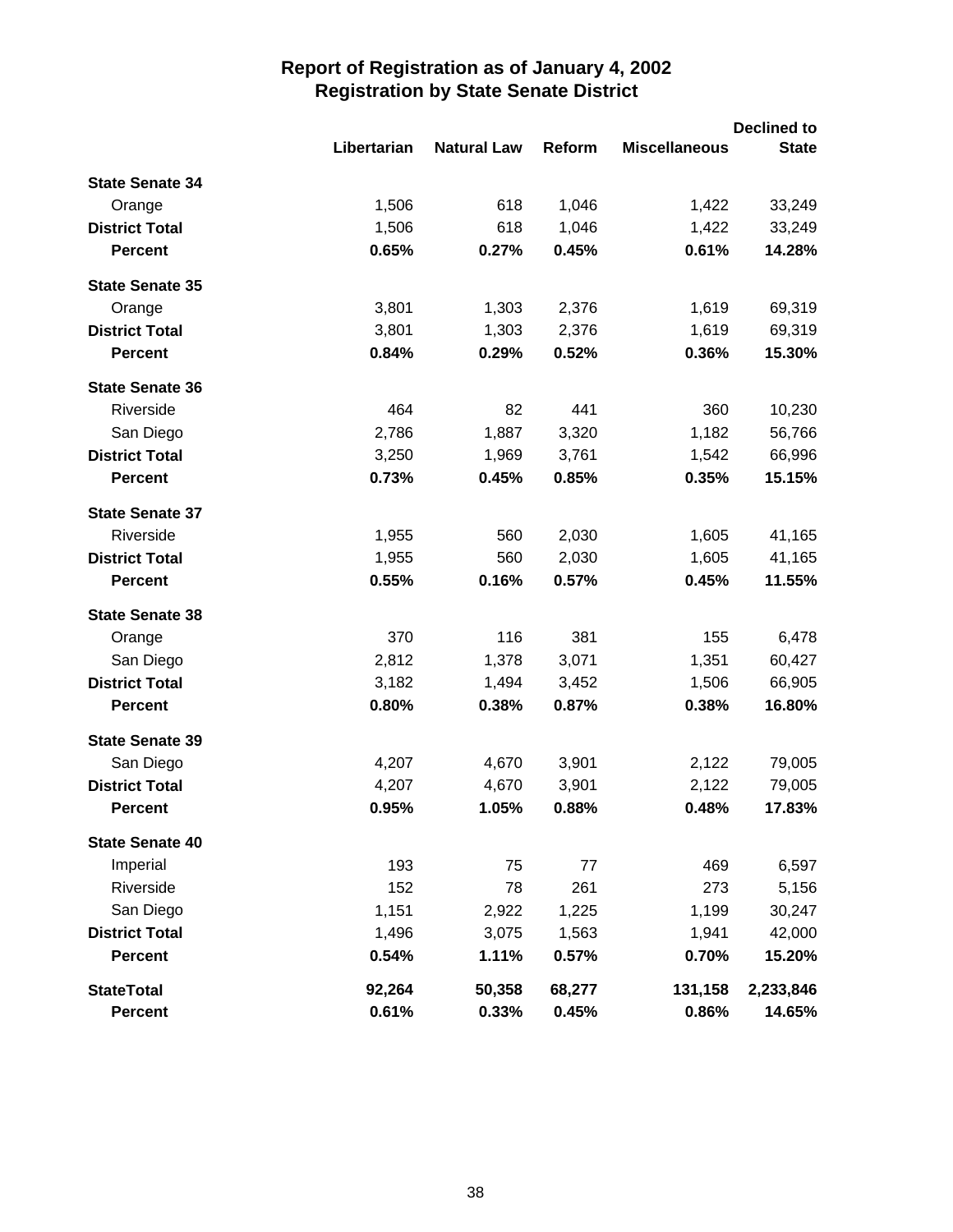## Report of Registration as of January 4, 2002
## Registration by State Senate District

| | Libertarian | Natural Law | Reform | Miscellaneous | Declined to State |
|---|---|---|---|---|---|
| **State Senate 34** | | | | | |
| Orange | 1,506 | 618 | 1,046 | 1,422 | 33,249 |
| **District Total** | 1,506 | 618 | 1,046 | 1,422 | 33,249 |
| **Percent** | **0.65%** | **0.27%** | **0.45%** | **0.61%** | **14.28%** |
| **State Senate 35** | | | | | |
| Orange | 3,801 | 1,303 | 2,376 | 1,619 | 69,319 |
| **District Total** | 3,801 | 1,303 | 2,376 | 1,619 | 69,319 |
| **Percent** | **0.84%** | **0.29%** | **0.52%** | **0.36%** | **15.30%** |
| **State Senate 36** | | | | | |
| Riverside | 464 | 82 | 441 | 360 | 10,230 |
| San Diego | 2,786 | 1,887 | 3,320 | 1,182 | 56,766 |
| **District Total** | 3,250 | 1,969 | 3,761 | 1,542 | 66,996 |
| **Percent** | **0.73%** | **0.45%** | **0.85%** | **0.35%** | **15.15%** |
| **State Senate 37** | | | | | |
| Riverside | 1,955 | 560 | 2,030 | 1,605 | 41,165 |
| **District Total** | 1,955 | 560 | 2,030 | 1,605 | 41,165 |
| **Percent** | **0.55%** | **0.16%** | **0.57%** | **0.45%** | **11.55%** |
| **State Senate 38** | | | | | |
| Orange | 370 | 116 | 381 | 155 | 6,478 |
| San Diego | 2,812 | 1,378 | 3,071 | 1,351 | 60,427 |
| **District Total** | 3,182 | 1,494 | 3,452 | 1,506 | 66,905 |
| **Percent** | **0.80%** | **0.38%** | **0.87%** | **0.38%** | **16.80%** |
| **State Senate 39** | | | | | |
| San Diego | 4,207 | 4,670 | 3,901 | 2,122 | 79,005 |
| **District Total** | 4,207 | 4,670 | 3,901 | 2,122 | 79,005 |
| **Percent** | **0.95%** | **1.05%** | **0.88%** | **0.48%** | **17.83%** |
| **State Senate 40** | | | | | |
| Imperial | 193 | 75 | 77 | 469 | 6,597 |
| Riverside | 152 | 78 | 261 | 273 | 5,156 |
| San Diego | 1,151 | 2,922 | 1,225 | 1,199 | 30,247 |
| **District Total** | 1,496 | 3,075 | 1,563 | 1,941 | 42,000 |
| **Percent** | **0.54%** | **1.11%** | **0.57%** | **0.70%** | **15.20%** |
| **StateTotal** | **92,264** | **50,358** | **68,277** | **131,158** | **2,233,846** |
| **Percent** | **0.61%** | **0.33%** | **0.45%** | **0.86%** | **14.65%** |